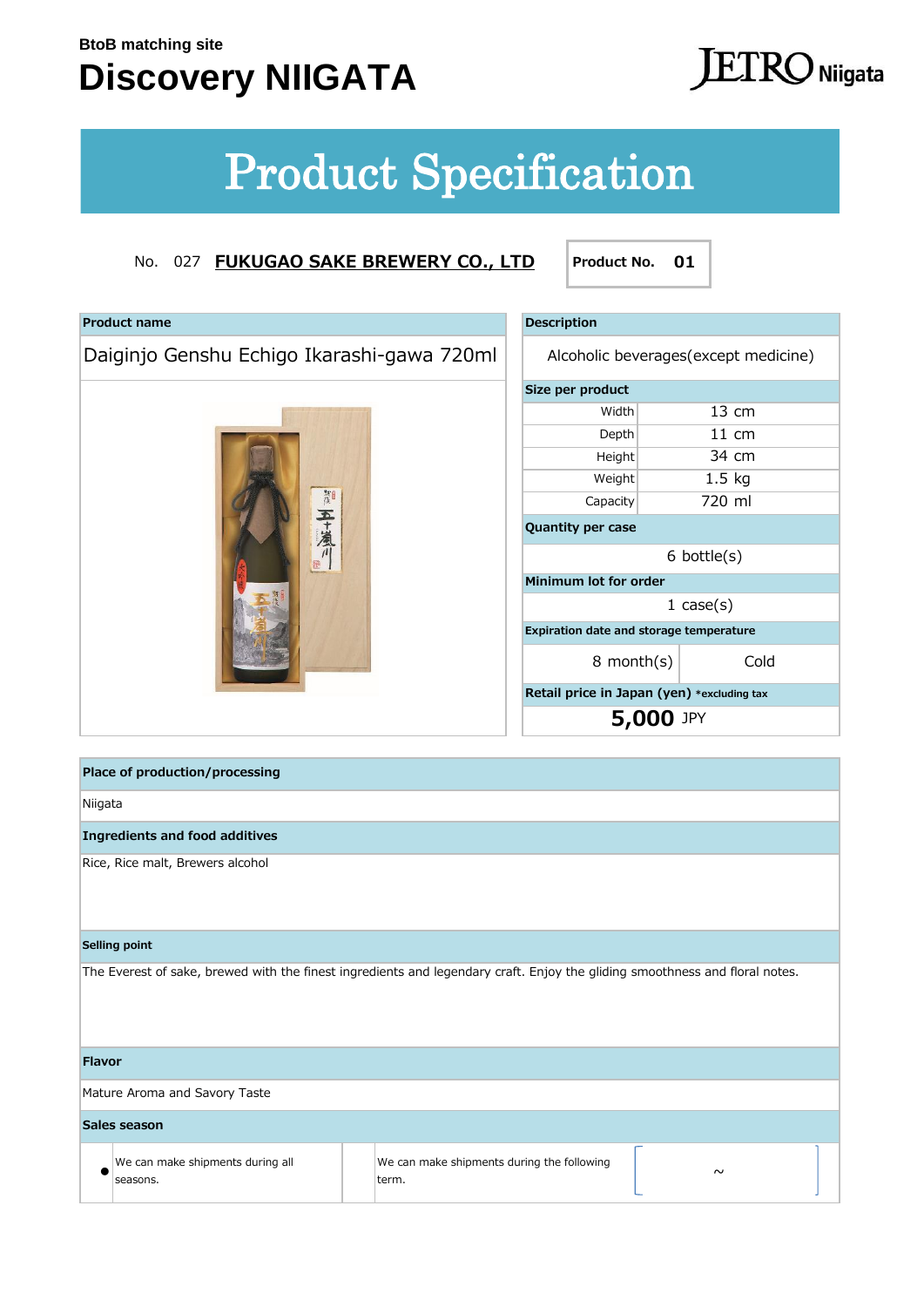BtoB matching site

# Discovery NIIGATA

JETRO Niigata

# Product Specification

No. 027 **FUKUGAO SAKE BREWERY CO., LTD**

**Product No. 01**

| **Product name** |
|---|
| Daiginjo Genshu Echigo Ikarashi-gawa 720ml |

| **Description** | |
|---|---|
| Alcoholic beverages(except medicine) | |
| **Size per product** | |
| Width | 13 cm |
| Depth | 11 cm |
| Height | 34 cm |
| Weight | 1.5 kg |
| Capacity | 720 ml |
| **Quantity per case** | |
| 6 bottle(s) | |
| **Minimum lot for order** | |
| 1 case(s) | |
| **Expiration date and storage temperature** | |
| 8 month(s) | Cold |
| **Retail price in Japan (yen)** *excluding tax | |
| **5,000** JPY | |

| **Place of production/processing** |
|---|
| Niigata |
| **Ingredients and food additives** |
| Rice, Rice malt, Brewers alcohol |
| **Selling point** |
| The Everest of sake, brewed with the finest ingredients and legendary craft. Enjoy the gliding smoothness and floral notes. |
| **Flavor** |
| Mature Aroma and Savory Taste |

| **Sales season** | | | | |
|---|---|---|---|---|
| ● | We can make shipments during all seasons. | | We can make shipments during the following term. | ～ |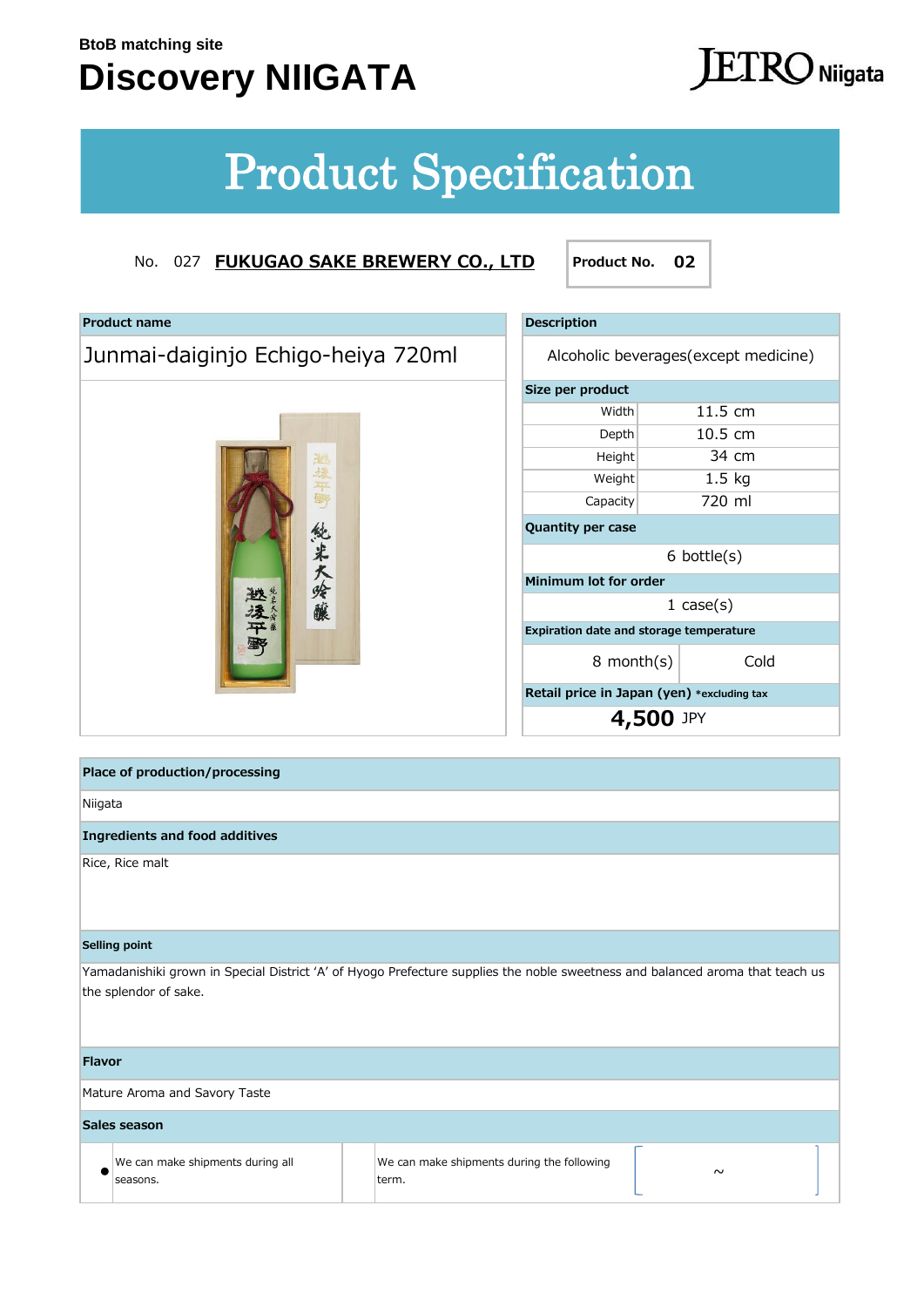BtoB matching site

# Discovery NIIGATA

JETRO Niigata

## Product Specification

No. 027 **FUKUGAO SAKE BREWERY CO., LTD**

**Product No. 02**

| Product name | |
|---|---|
| Junmai-daiginjo Echigo-heiya 720ml | |

| Description | |
|---|---|
| Alcoholic beverages(except medicine) | |

| Size per product | |
|---|---|
| Width | 11.5 cm |
| Depth | 10.5 cm |
| Height | 34 cm |
| Weight | 1.5 kg |
| Capacity | 720 ml |

| Quantity per case |
|---|
| 6 bottle(s) |

| Minimum lot for order |
|---|
| 1 case(s) |

| Expiration date and storage temperature | |
|---|---|
| 8 month(s) | Cold |

| Retail price in Japan (yen) *excluding tax |
|---|
| **4,500** JPY |

**Place of production/processing**

Niigata

**Ingredients and food additives**

Rice, Rice malt

**Selling point**

Yamadanishiki grown in Special District 'A' of Hyogo Prefecture supplies the noble sweetness and balanced aroma that teach us the splendor of sake.

**Flavor**

Mature Aroma and Savory Taste

**Sales season**

| | | | | |
|---|---|---|---|---|
| ● | We can make shipments during all seasons. | | We can make shipments during the following term. | [ ~ ] |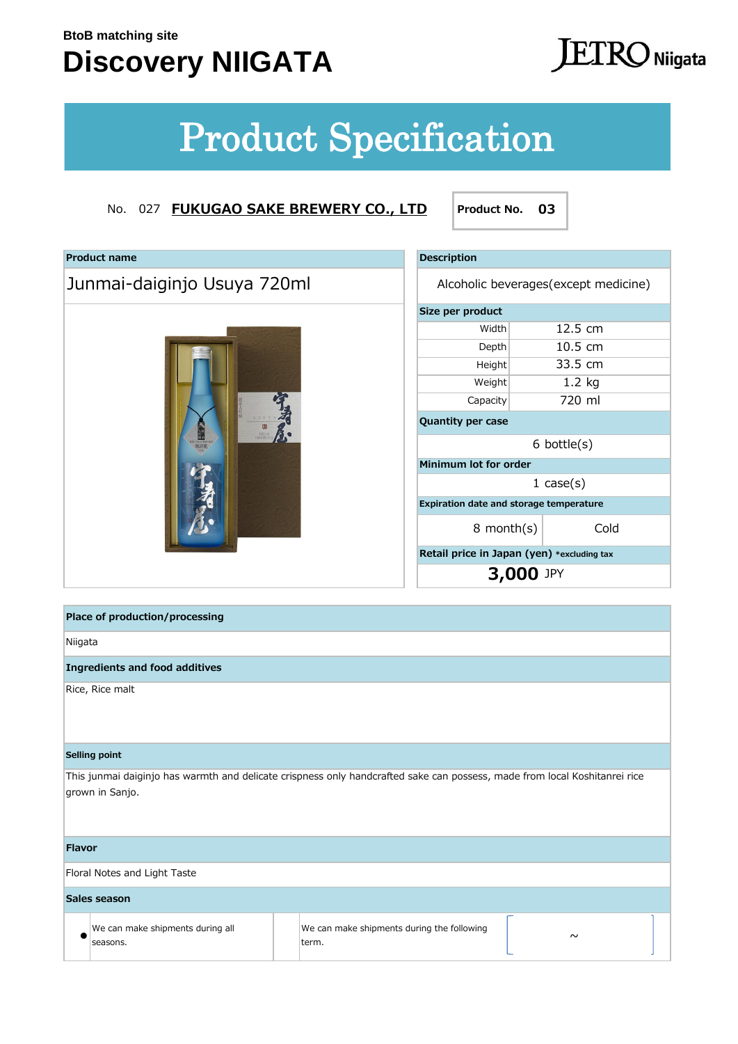BtoB matching site

# Discovery NIIGATA

JETRO Niigata

## Product Specification

No. 027 **FUKUGAO SAKE BREWERY CO., LTD**

**Product No. 03**

**Product name**

Junmai-daiginjo Usuya 720ml

**Description**

Alcoholic beverages(except medicine)

**Size per product**

| | |
|---|---|
| Width | 12.5 cm |
| Depth | 10.5 cm |
| Height | 33.5 cm |
| Weight | 1.2 kg |
| Capacity | 720 ml |

**Quantity per case**

6 bottle(s)

**Minimum lot for order**

1 case(s)

**Expiration date and storage temperature**

| | |
|---|---|
| 8 month(s) | Cold |

**Retail price in Japan (yen)** *excluding tax

**3,000** JPY

**Place of production/processing**

Niigata

**Ingredients and food additives**

Rice, Rice malt

**Selling point**

This junmai daiginjo has warmth and delicate crispness only handcrafted sake can possess, made from local Koshitanrei rice grown in Sanjo.

**Flavor**

Floral Notes and Light Taste

**Sales season**

| | | | |
|---|---|---|---|
| ● | We can make shipments during all seasons. | | We can make shipments during the following term. [ ～ ] |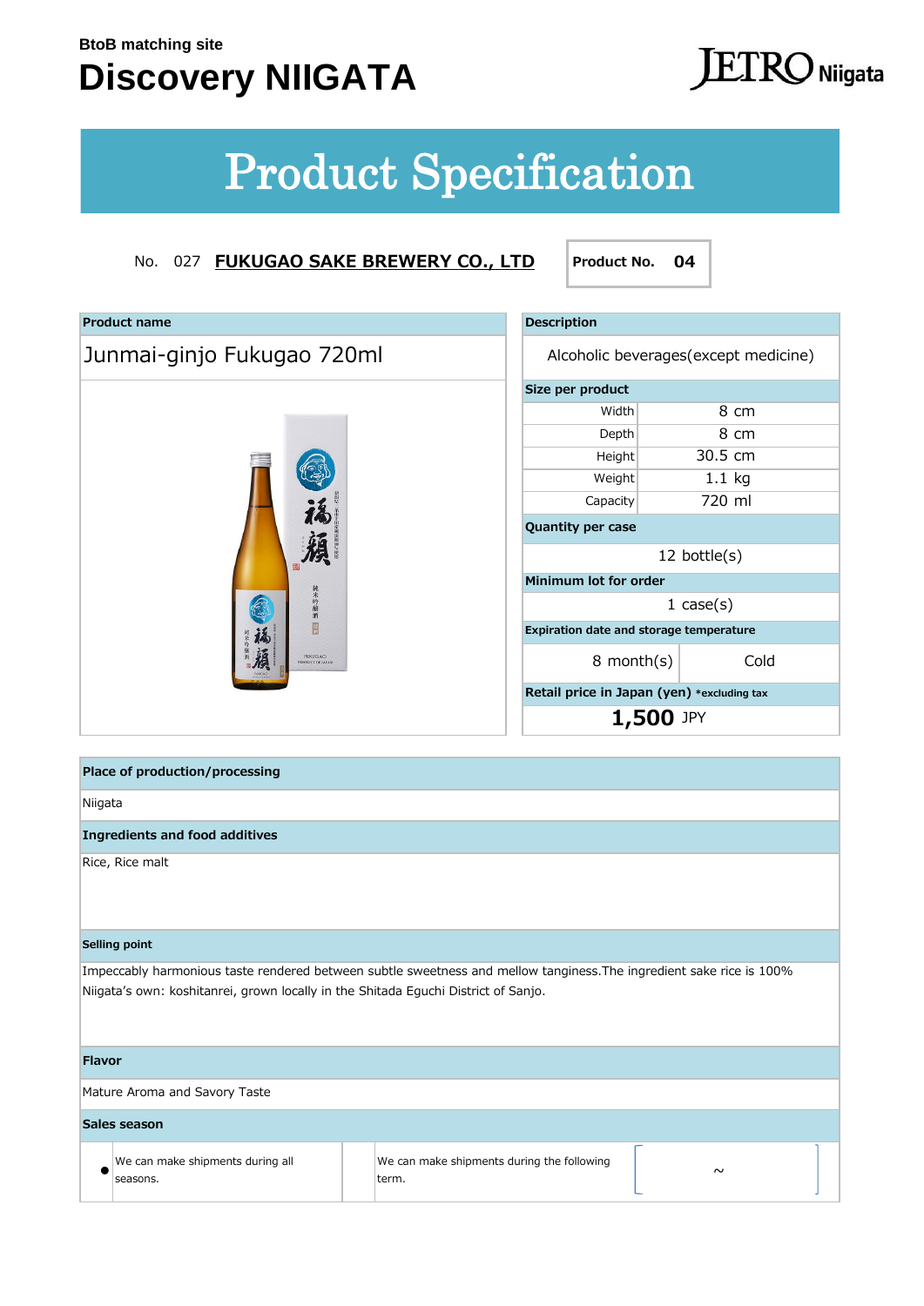BtoB matching site

# Discovery NIIGATA

JETRO Niigata

# Product Specification

No. 027 **FUKUGAO SAKE BREWERY CO., LTD**

**Product No. 04**

**Product name**

Junmai-ginjo Fukugao 720ml

**Description**

Alcoholic beverages(except medicine)

**Size per product**

| | |
|---|---|
| Width | 8 cm |
| Depth | 8 cm |
| Height | 30.5 cm |
| Weight | 1.1 kg |
| Capacity | 720 ml |

**Quantity per case**

12 bottle(s)

**Minimum lot for order**

1 case(s)

**Expiration date and storage temperature**

| | |
|---|---|
| 8 month(s) | Cold |

**Retail price in Japan (yen)** *excluding tax

**1,500** JPY

**Place of production/processing**

Niigata

**Ingredients and food additives**

Rice, Rice malt

**Selling point**

Impeccably harmonious taste rendered between subtle sweetness and mellow tanginess.The ingredient sake rice is 100% Niigata's own: koshitanrei, grown locally in the Shitada Eguchi District of Sanjo.

**Flavor**

Mature Aroma and Savory Taste

**Sales season**

| | | | | |
|---|---|---|---|---|
| ● | We can make shipments during all seasons. | | We can make shipments during the following term. | ～ |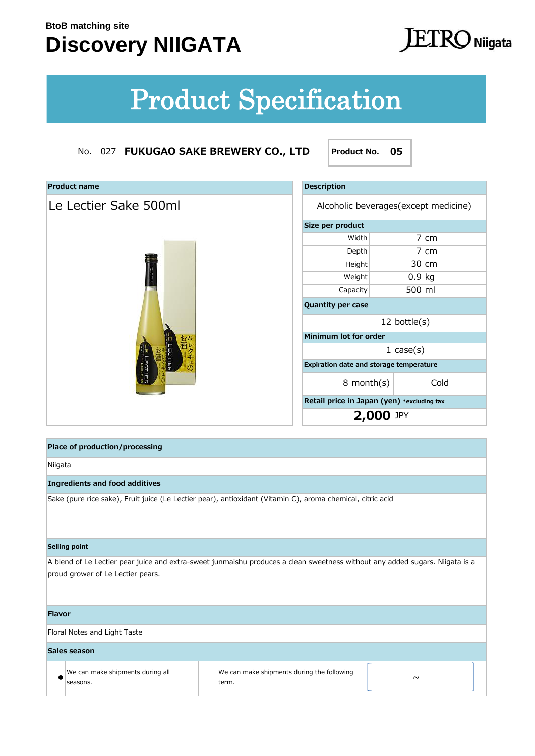BtoB matching site

# Discovery NIIGATA

JETRO Niigata

## Product Specification

No. 027 **FUKUGAO SAKE BREWERY CO., LTD**

**Product No. 05**

| Product name | |
|---|---|
| Le Lectier Sake 500ml | |

| Description | |
|---|---|
| Alcoholic beverages(except medicine) | |
| **Size per product** | |
| Width | 7 cm |
| Depth | 7 cm |
| Height | 30 cm |
| Weight | 0.9 kg |
| Capacity | 500 ml |
| **Quantity per case** | |
| 12 bottle(s) | |
| **Minimum lot for order** | |
| 1 case(s) | |
| **Expiration date and storage temperature** | |
| 8 month(s) | Cold |
| **Retail price in Japan (yen)** *excluding tax | |
| **2,000** JPY | |

**Place of production/processing**

Niigata

**Ingredients and food additives**

Sake (pure rice sake), Fruit juice (Le Lectier pear), antioxidant (Vitamin C), aroma chemical, citric acid

**Selling point**

A blend of Le Lectier pear juice and extra-sweet junmaishu produces a clean sweetness without any added sugars. Niigata is a proud grower of Le Lectier pears.

**Flavor**

Floral Notes and Light Taste

**Sales season**

| | | | | |
|---|---|---|---|---|
| ● | We can make shipments during all seasons. | | We can make shipments during the following term. | [ ～ ] |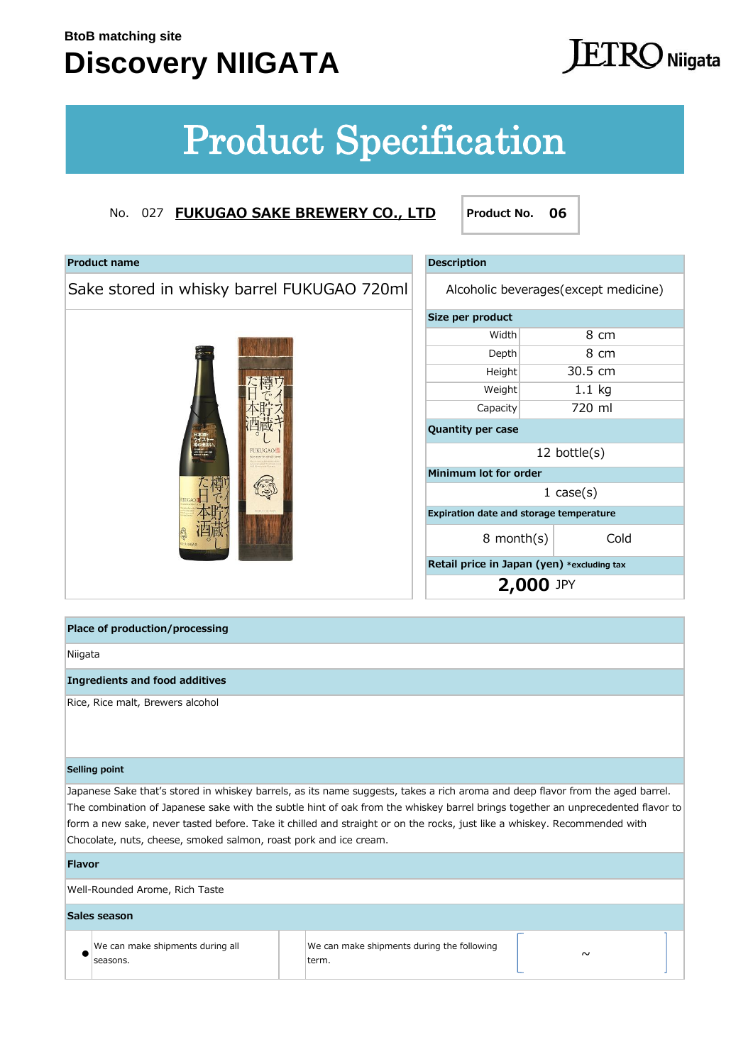BtoB matching site

# Discovery NIIGATA

JETRO Niigata

# Product Specification

No. 027 **FUKUGAO SAKE BREWERY CO., LTD**

**Product No. 06**

**Product name**

Sake stored in whisky barrel FUKUGAO 720ml

**Description**

Alcoholic beverages(except medicine)

**Size per product**

| | |
|---|---|
| Width | 8 cm |
| Depth | 8 cm |
| Height | 30.5 cm |
| Weight | 1.1 kg |
| Capacity | 720 ml |

**Quantity per case**

12 bottle(s)

**Minimum lot for order**

1 case(s)

**Expiration date and storage temperature**

| | |
|---|---|
| 8 month(s) | Cold |

**Retail price in Japan (yen)** *excluding tax

**2,000** JPY

**Place of production/processing**

Niigata

**Ingredients and food additives**

Rice, Rice malt, Brewers alcohol

**Selling point**

Japanese Sake that's stored in whiskey barrels, as its name suggests, takes a rich aroma and deep flavor from the aged barrel. The combination of Japanese sake with the subtle hint of oak from the whiskey barrel brings together an unprecedented flavor to form a new sake, never tasted before. Take it chilled and straight or on the rocks, just like a whiskey. Recommended with Chocolate, nuts, cheese, smoked salmon, roast pork and ice cream.

**Flavor**

Well-Rounded Arome, Rich Taste

**Sales season**

| | | | |
|---|---|---|---|
| ● | We can make shipments during all seasons. | We can make shipments during the following term. | ~ |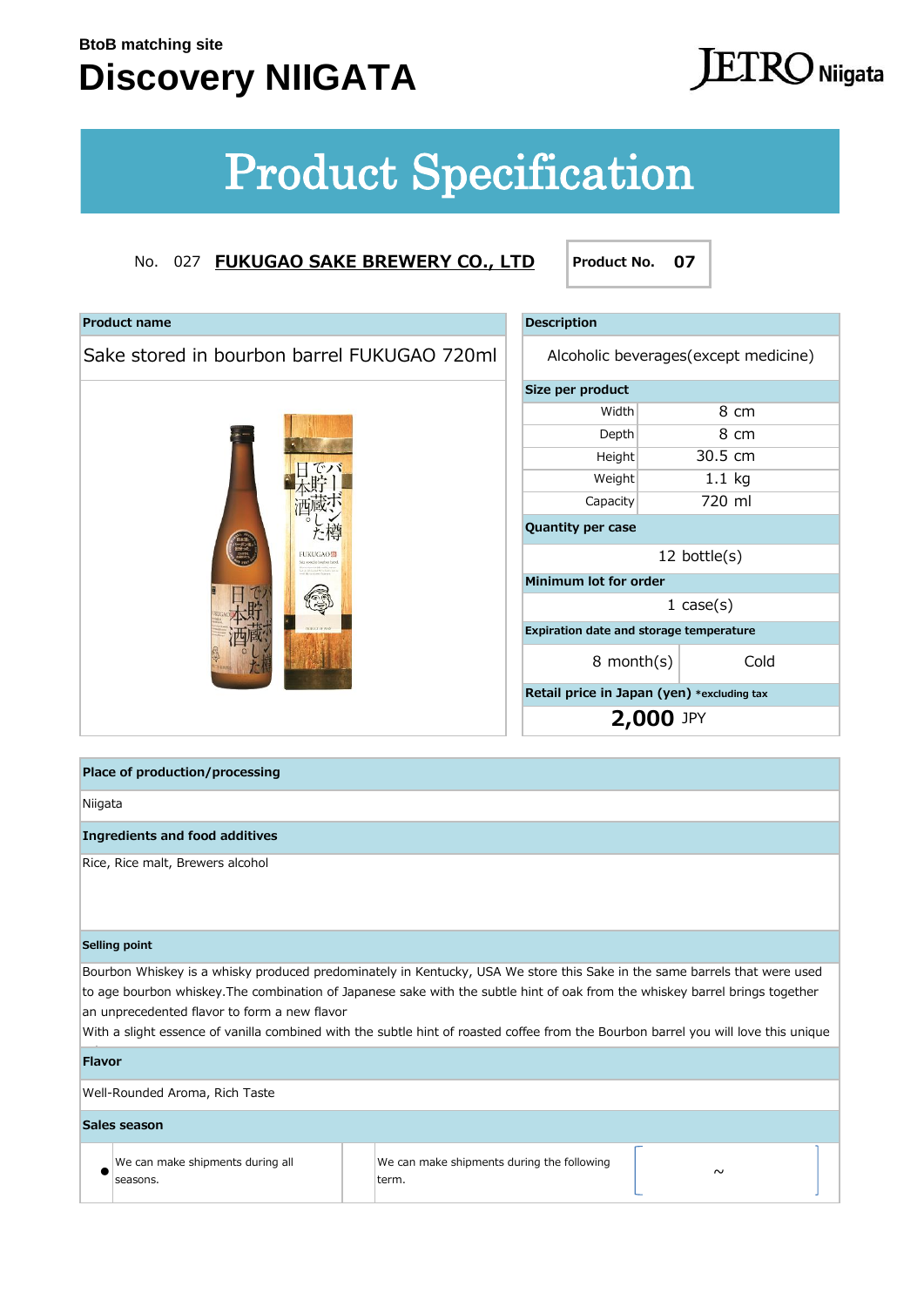BtoB matching site

# Discovery NIIGATA

JETRO Niigata

# Product Specification

No. 027 **FUKUGAO SAKE BREWERY CO., LTD**

| Product No. | 07 |
|---|---|

**Product name**

Sake stored in bourbon barrel FUKUGAO 720ml

**Description**

Alcoholic beverages(except medicine)

**Size per product**

| | |
|---|---|
| Width | 8 cm |
| Depth | 8 cm |
| Height | 30.5 cm |
| Weight | 1.1 kg |
| Capacity | 720 ml |

**Quantity per case**

12 bottle(s)

**Minimum lot for order**

1 case(s)

**Expiration date and storage temperature**

| | |
|---|---|
| 8 month(s) | Cold |

**Retail price in Japan (yen)** *excluding tax

**2,000** JPY

**Place of production/processing**

Niigata

**Ingredients and food additives**

Rice, Rice malt, Brewers alcohol

**Selling point**

Bourbon Whiskey is a whisky produced predominately in Kentucky, USA We store this Sake in the same barrels that were used to age bourbon whiskey.The combination of Japanese sake with the subtle hint of oak from the whiskey barrel brings together an unprecedented flavor to form a new flavor
With a slight essence of vanilla combined with the subtle hint of roasted coffee from the Bourbon barrel you will love this unique

**Flavor**

Well-Rounded Aroma, Rich Taste

**Sales season**

| | | | | |
|---|---|---|---|---|
| ● | We can make shipments during all seasons. | | We can make shipments during the following term. | ～ |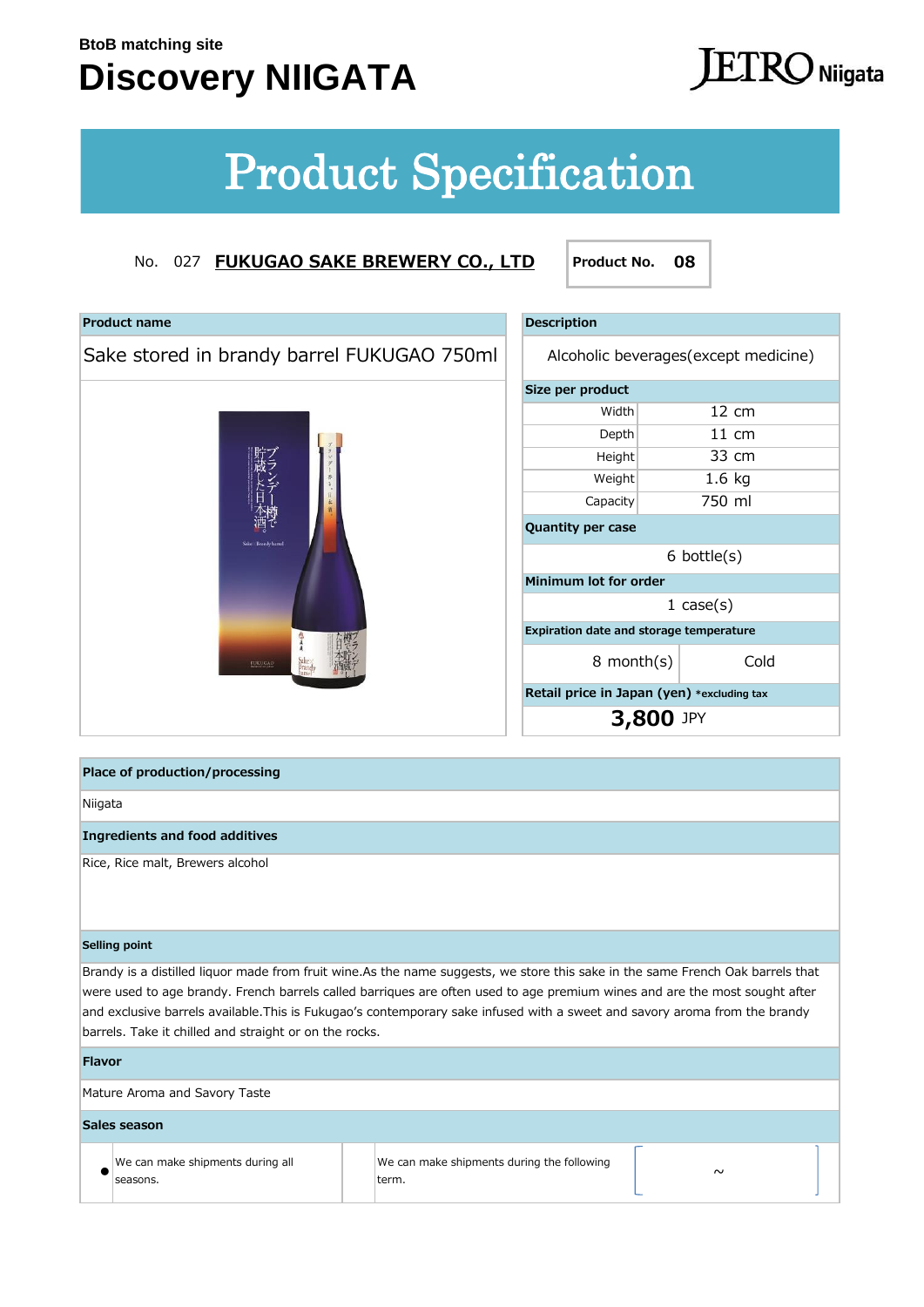BtoB matching site

# Discovery NIIGATA

JETRO Niigata

## Product Specification

No. 027 **FUKUGAO SAKE BREWERY CO., LTD**

**Product No. 08**

| Product name | |
|---|---|
| Sake stored in brandy barrel FUKUGAO 750ml | |

| Description | |
|---|---|
| Alcoholic beverages(except medicine) | |
| **Size per product** | |
| Width | 12 cm |
| Depth | 11 cm |
| Height | 33 cm |
| Weight | 1.6 kg |
| Capacity | 750 ml |
| **Quantity per case** | |
| 6 bottle(s) | |
| **Minimum lot for order** | |
| 1 case(s) | |
| **Expiration date and storage temperature** | |
| 8 month(s) | Cold |
| **Retail price in Japan (yen)** *excluding tax | |
| **3,800** JPY | |

**Place of production/processing**

Niigata

**Ingredients and food additives**

Rice, Rice malt, Brewers alcohol

**Selling point**

Brandy is a distilled liquor made from fruit wine.As the name suggests, we store this sake in the same French Oak barrels that were used to age brandy. French barrels called barriques are often used to age premium wines and are the most sought after and exclusive barrels available.This is Fukugao's contemporary sake infused with a sweet and savory aroma from the brandy barrels. Take it chilled and straight or on the rocks.

**Flavor**

Mature Aroma and Savory Taste

**Sales season**

| | | | | |
|---|---|---|---|---|
| ● | We can make shipments during all seasons. | | We can make shipments during the following term. | [ ~ ] |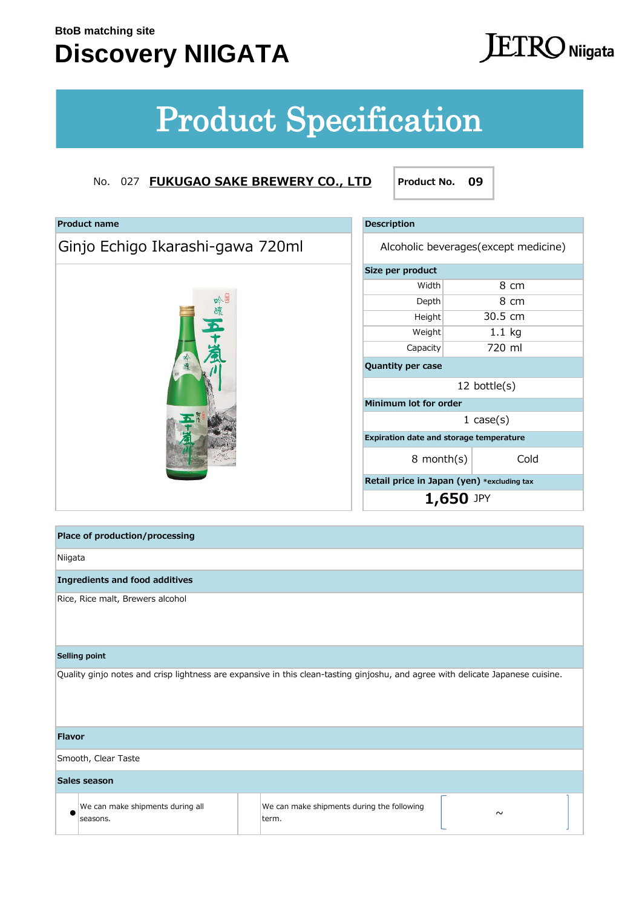BtoB matching site

# Discovery NIIGATA

JETRO Niigata

## Product Specification

No. 027 **FUKUGAO SAKE BREWERY CO., LTD**

**Product No. 09**

| Product name | |
|---|---|
| Ginjo Echigo Ikarashi-gawa 720ml | |

| Description | |
|---|---|
| Alcoholic beverages(except medicine) | |
| **Size per product** | |
| Width | 8 cm |
| Depth | 8 cm |
| Height | 30.5 cm |
| Weight | 1.1 kg |
| Capacity | 720 ml |
| **Quantity per case** | |
| 12 bottle(s) | |
| **Minimum lot for order** | |
| 1 case(s) | |
| **Expiration date and storage temperature** | |
| 8 month(s) | Cold |
| **Retail price in Japan (yen)** *excluding tax | |
| **1,650** JPY | |

**Place of production/processing**

Niigata

**Ingredients and food additives**

Rice, Rice malt, Brewers alcohol

**Selling point**

Quality ginjo notes and crisp lightness are expansive in this clean-tasting ginjoshu, and agree with delicate Japanese cuisine.

**Flavor**

Smooth, Clear Taste

**Sales season**

| | | | | |
|---|---|---|---|---|
| ● | We can make shipments during all seasons. | | We can make shipments during the following term. | [ ~ ] |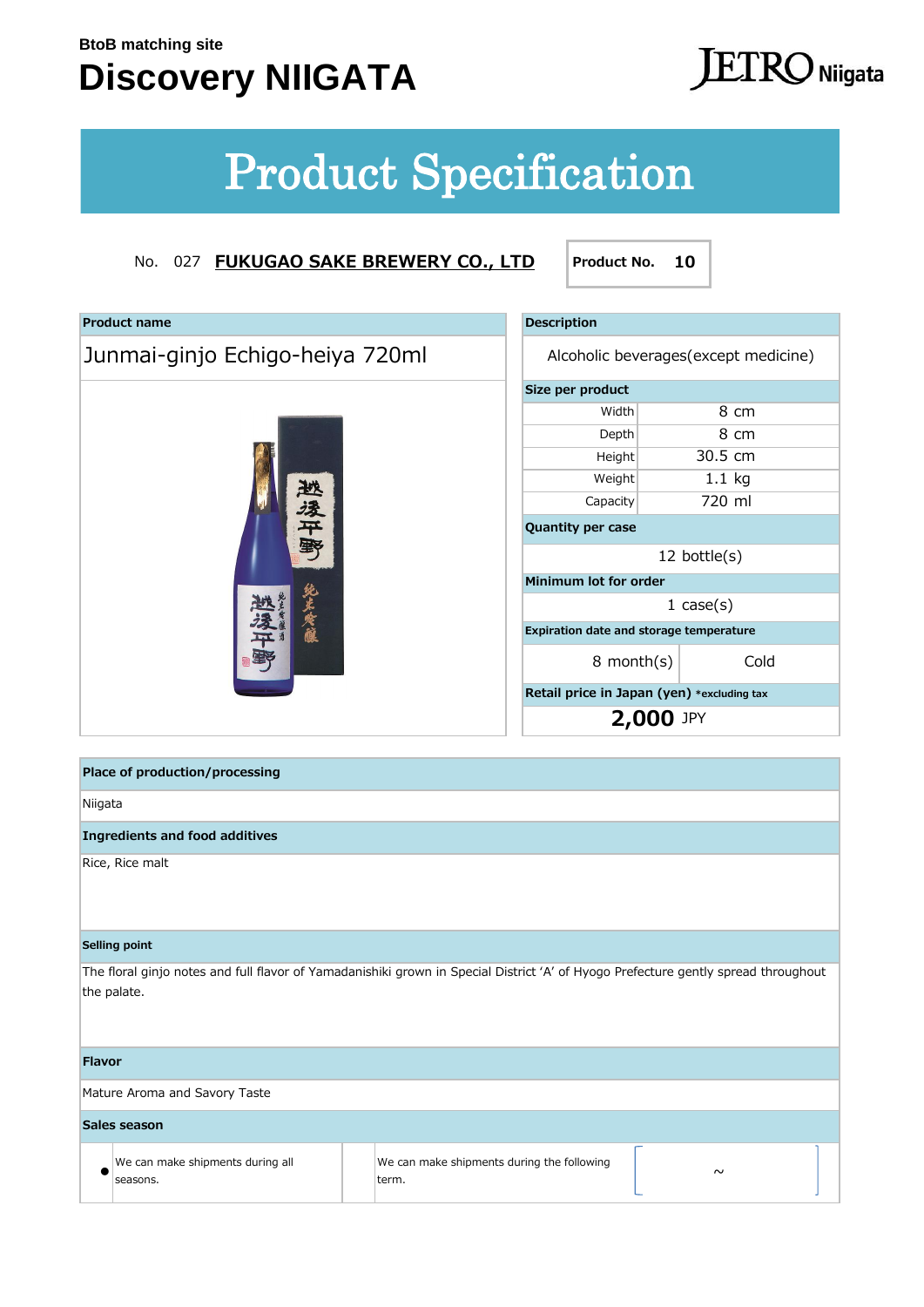BtoB matching site

# Discovery NIIGATA

JETRO Niigata

## Product Specification

No. 027 **FUKUGAO SAKE BREWERY CO., LTD**

**Product No.** 10

### Product name

Junmai-ginjo Echigo-heiya 720ml

### Description

Alcoholic beverages(except medicine)

### Size per product

| | |
|---|---|
| Width | 8 cm |
| Depth | 8 cm |
| Height | 30.5 cm |
| Weight | 1.1 kg |
| Capacity | 720 ml |

### Quantity per case

12 bottle(s)

### Minimum lot for order

1 case(s)

### Expiration date and storage temperature

| | |
|---|---|
| 8 month(s) | Cold |

### Retail price in Japan (yen) *excluding tax

**2,000** JPY

### Place of production/processing

Niigata

### Ingredients and food additives

Rice, Rice malt

### Selling point

The floral ginjo notes and full flavor of Yamadanishiki grown in Special District ‘A’ of Hyogo Prefecture gently spread throughout the palate.

### Flavor

Mature Aroma and Savory Taste

### Sales season

| | | | | |
|---|---|---|---|---|
| ● | We can make shipments during all seasons. | | We can make shipments during the following term. | [ ～ ] |